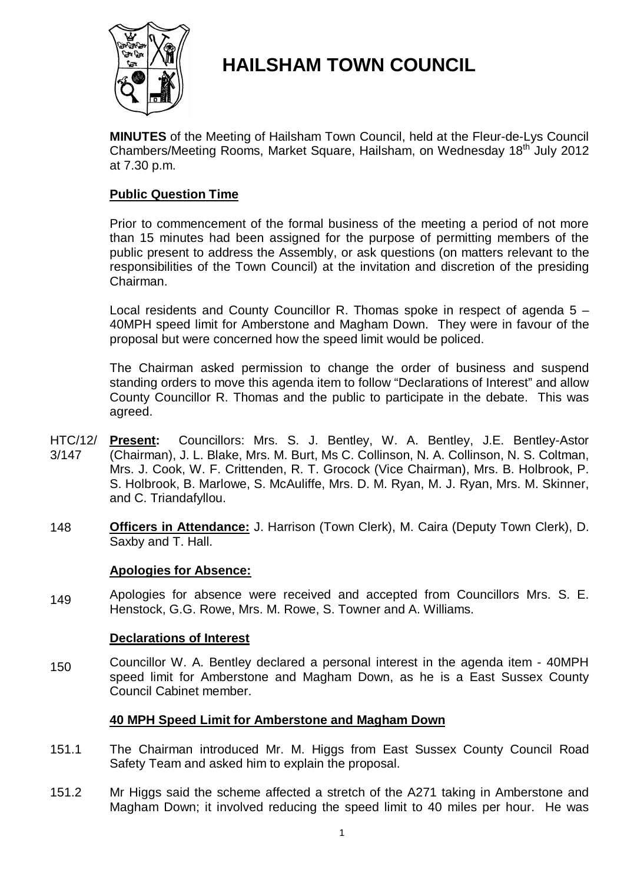# HAILSHAM TOWN COUNCIL

**MINUTES** of the Meeting of Hailsham Town Council, held at the Fleur-de-Lys Council Chambers/Meeting Rooms, Market Square, Hailsham, on Wednesday 18th July 2012 at 7.30 p.m.

## Public Question Time

Prior to commencement of the formal business of the meeting a period of not more than 15 minutes had been assigned for the purpose of permitting members of the public present to address the Assembly, or ask questions (on matters relevant to the responsibilities of the Town Council) at the invitation and discretion of the presiding Chairman.

Local residents and County Councillor R. Thomas spoke in respect of agenda 5 – 40MPH speed limit for Amberstone and Magham Down. They were in favour of the proposal but were concerned how the speed limit would be policed.

The Chairman asked permission to change the order of business and suspend standing orders to move this agenda item to follow "Declarations of Interest" and allow County Councillor R. Thomas and the public to participate in the debate. This was agreed.

HTC/12/3/147 **Present:** Councillors: Mrs. S. J. Bentley, W. A. Bentley, J.E. Bentley-Astor (Chairman), J. L. Blake, Mrs. M. Burt, Ms C. Collinson, N. A. Collinson, N. S. Coltman, Mrs. J. Cook, W. F. Crittenden, R. T. Grocock (Vice Chairman), Mrs. B. Holbrook, P. S. Holbrook, B. Marlowe, S. McAuliffe, Mrs. D. M. Ryan, M. J. Ryan, Mrs. M. Skinner, and C. Triandafyllou.

148 **Officers in Attendance:** J. Harrison (Town Clerk), M. Caira (Deputy Town Clerk), D. Saxby and T. Hall.

## Apologies for Absence:

149 Apologies for absence were received and accepted from Councillors Mrs. S. E. Henstock, G.G. Rowe, Mrs. M. Rowe, S. Towner and A. Williams.

## Declarations of Interest

150 Councillor W. A. Bentley declared a personal interest in the agenda item - 40MPH speed limit for Amberstone and Magham Down, as he is a East Sussex County Council Cabinet member.

## 40 MPH Speed Limit for Amberstone and Magham Down

151.1 The Chairman introduced Mr. M. Higgs from East Sussex County Council Road Safety Team and asked him to explain the proposal.

151.2 Mr Higgs said the scheme affected a stretch of the A271 taking in Amberstone and Magham Down; it involved reducing the speed limit to 40 miles per hour. He was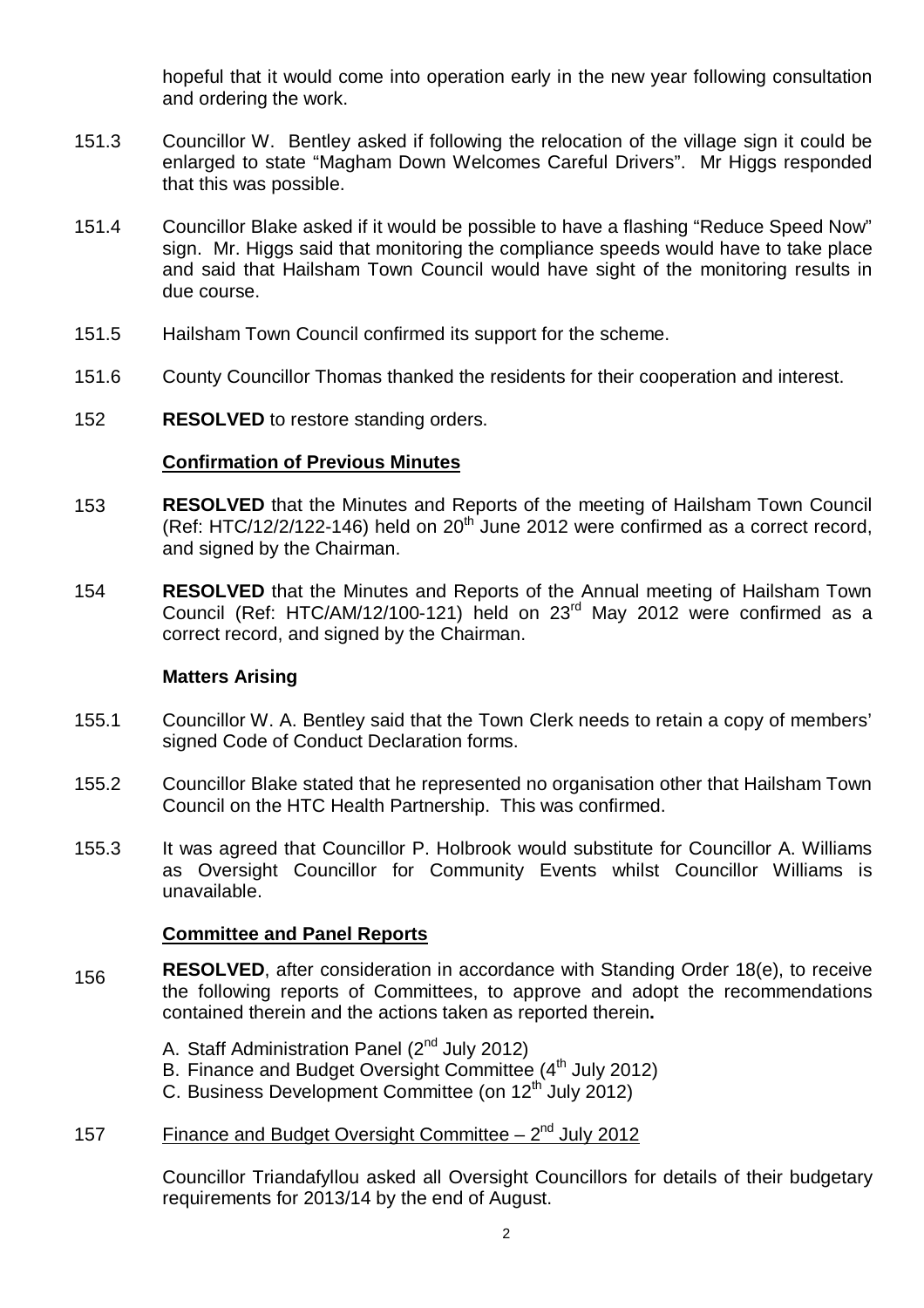hopeful that it would come into operation early in the new year following consultation and ordering the work.

151.3 Councillor W. Bentley asked if following the relocation of the village sign it could be enlarged to state "Magham Down Welcomes Careful Drivers". Mr Higgs responded that this was possible.

151.4 Councillor Blake asked if it would be possible to have a flashing "Reduce Speed Now" sign. Mr. Higgs said that monitoring the compliance speeds would have to take place and said that Hailsham Town Council would have sight of the monitoring results in due course.

151.5 Hailsham Town Council confirmed its support for the scheme.

151.6 County Councillor Thomas thanked the residents for their cooperation and interest.

152 **RESOLVED** to restore standing orders.

## Confirmation of Previous Minutes

153 **RESOLVED** that the Minutes and Reports of the meeting of Hailsham Town Council (Ref: HTC/12/2/122-146) held on 20th June 2012 were confirmed as a correct record, and signed by the Chairman.

154 **RESOLVED** that the Minutes and Reports of the Annual meeting of Hailsham Town Council (Ref: HTC/AM/12/100-121) held on 23rd May 2012 were confirmed as a correct record, and signed by the Chairman.

## Matters Arising

155.1 Councillor W. A. Bentley said that the Town Clerk needs to retain a copy of members' signed Code of Conduct Declaration forms.

155.2 Councillor Blake stated that he represented no organisation other that Hailsham Town Council on the HTC Health Partnership. This was confirmed.

155.3 It was agreed that Councillor P. Holbrook would substitute for Councillor A. Williams as Oversight Councillor for Community Events whilst Councillor Williams is unavailable.

## Committee and Panel Reports

156 **RESOLVED**, after consideration in accordance with Standing Order 18(e), to receive the following reports of Committees, to approve and adopt the recommendations contained therein and the actions taken as reported therein**.**

A. Staff Administration Panel (2nd July 2012)
B. Finance and Budget Oversight Committee (4th July 2012)
C. Business Development Committee (on 12th July 2012)

157 Finance and Budget Oversight Committee – 2nd July 2012

Councillor Triandafyllou asked all Oversight Councillors for details of their budgetary requirements for 2013/14 by the end of August.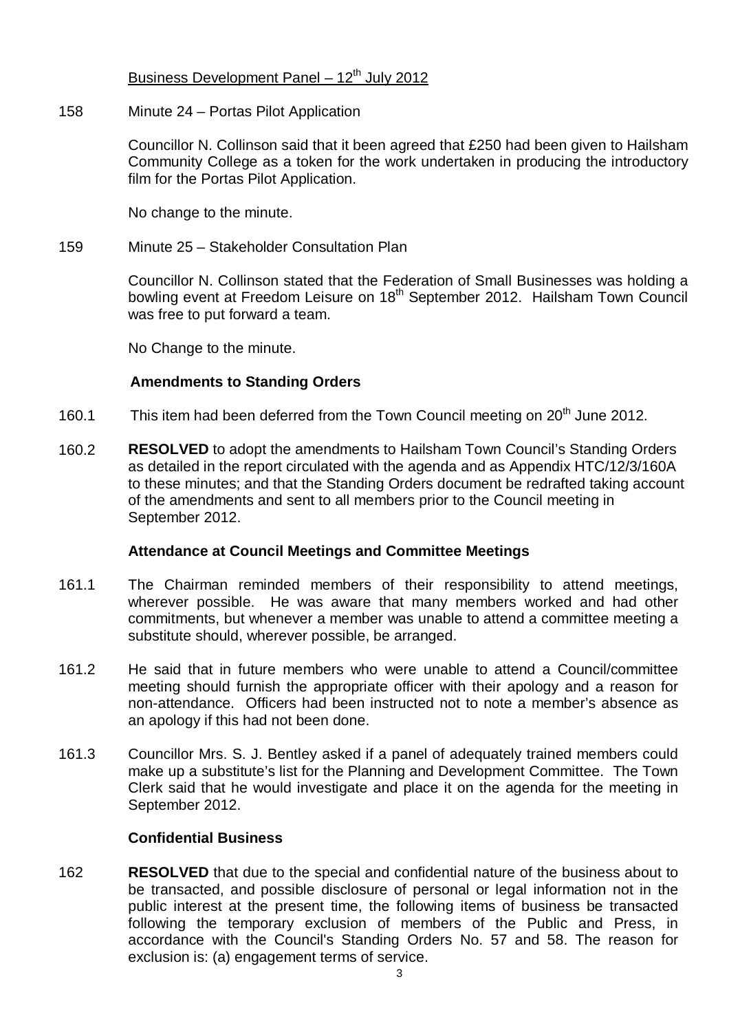Business Development Panel – 12th July 2012

158 Minute 24 – Portas Pilot Application

Councillor N. Collinson said that it been agreed that £250 had been given to Hailsham Community College as a token for the work undertaken in producing the introductory film for the Portas Pilot Application.

No change to the minute.

159 Minute 25 – Stakeholder Consultation Plan

Councillor N. Collinson stated that the Federation of Small Businesses was holding a bowling event at Freedom Leisure on 18th September 2012. Hailsham Town Council was free to put forward a team.

No Change to the minute.

**Amendments to Standing Orders**

160.1 This item had been deferred from the Town Council meeting on 20th June 2012.

160.2 **RESOLVED** to adopt the amendments to Hailsham Town Council's Standing Orders as detailed in the report circulated with the agenda and as Appendix HTC/12/3/160A to these minutes; and that the Standing Orders document be redrafted taking account of the amendments and sent to all members prior to the Council meeting in September 2012.

**Attendance at Council Meetings and Committee Meetings**

161.1 The Chairman reminded members of their responsibility to attend meetings, wherever possible. He was aware that many members worked and had other commitments, but whenever a member was unable to attend a committee meeting a substitute should, wherever possible, be arranged.

161.2 He said that in future members who were unable to attend a Council/committee meeting should furnish the appropriate officer with their apology and a reason for non-attendance. Officers had been instructed not to note a member's absence as an apology if this had not been done.

161.3 Councillor Mrs. S. J. Bentley asked if a panel of adequately trained members could make up a substitute's list for the Planning and Development Committee. The Town Clerk said that he would investigate and place it on the agenda for the meeting in September 2012.

**Confidential Business**

162 **RESOLVED** that due to the special and confidential nature of the business about to be transacted, and possible disclosure of personal or legal information not in the public interest at the present time, the following items of business be transacted following the temporary exclusion of members of the Public and Press, in accordance with the Council's Standing Orders No. 57 and 58. The reason for exclusion is: (a) engagement terms of service.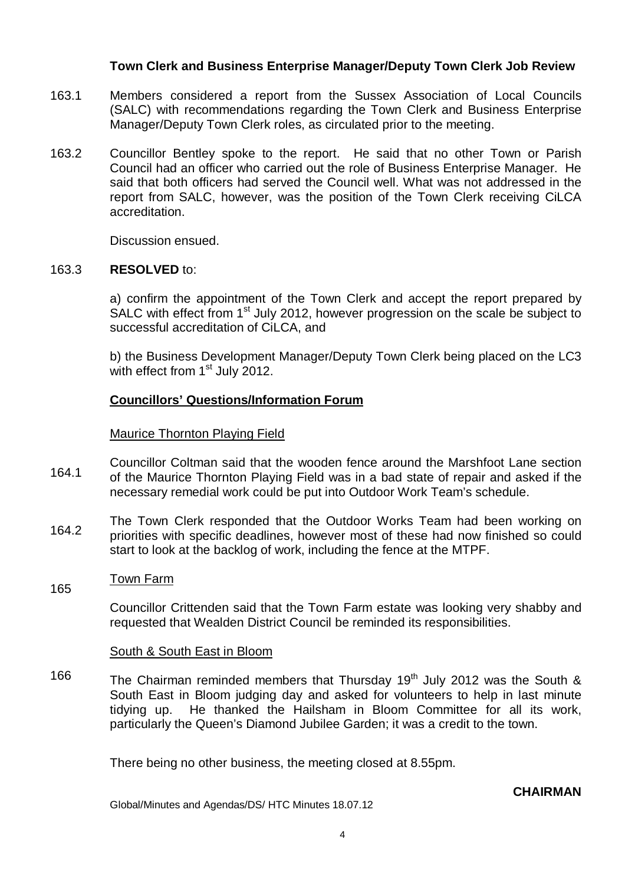**Town Clerk and Business Enterprise Manager/Deputy Town Clerk Job Review**

163.1 Members considered a report from the Sussex Association of Local Councils (SALC) with recommendations regarding the Town Clerk and Business Enterprise Manager/Deputy Town Clerk roles, as circulated prior to the meeting.

163.2 Councillor Bentley spoke to the report. He said that no other Town or Parish Council had an officer who carried out the role of Business Enterprise Manager. He said that both officers had served the Council well. What was not addressed in the report from SALC, however, was the position of the Town Clerk receiving CiLCA accreditation.

Discussion ensued.

163.3 **RESOLVED** to:

a) confirm the appointment of the Town Clerk and accept the report prepared by SALC with effect from 1st July 2012, however progression on the scale be subject to successful accreditation of CiLCA, and

b) the Business Development Manager/Deputy Town Clerk being placed on the LC3 with effect from 1st July 2012.

**Councillors' Questions/Information Forum**

Maurice Thornton Playing Field

164.1 Councillor Coltman said that the wooden fence around the Marshfoot Lane section of the Maurice Thornton Playing Field was in a bad state of repair and asked if the necessary remedial work could be put into Outdoor Work Team's schedule.

164.2 The Town Clerk responded that the Outdoor Works Team had been working on priorities with specific deadlines, however most of these had now finished so could start to look at the backlog of work, including the fence at the MTPF.

165 Town Farm

Councillor Crittenden said that the Town Farm estate was looking very shabby and requested that Wealden District Council be reminded its responsibilities.

South & South East in Bloom

166 The Chairman reminded members that Thursday 19th July 2012 was the South & South East in Bloom judging day and asked for volunteers to help in last minute tidying up. He thanked the Hailsham in Bloom Committee for all its work, particularly the Queen's Diamond Jubilee Garden; it was a credit to the town.

There being no other business, the meeting closed at 8.55pm.

**CHAIRMAN**

Global/Minutes and Agendas/DS/ HTC Minutes 18.07.12